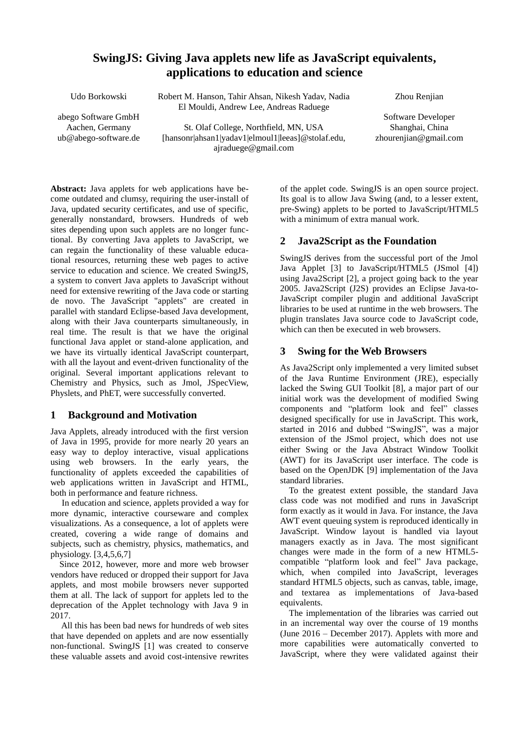# SwingJS: Giving Java applets new life as JavaScript equivalents, applications to education and science

Udo Borkowski

abego Software GmbH
Aachen, Germany
ub@abego-software.de

Robert M. Hanson, Tahir Ahsan, Nikesh Yadav, Nadia El Mouldi, Andrew Lee, Andreas Raduege

St. Olaf College, Northfield, MN, USA
[hansonr|ahsan1|yadav1|elmoul1|leeas]@stolaf.edu, ajraduege@gmail.com

Zhou Renjian

Software Developer
Shanghai, China
zhourenjian@gmail.com

**Abstract:** Java applets for web applications have become outdated and clumsy, requiring the user-install of Java, updated security certificates, and use of specific, generally nonstandard, browsers. Hundreds of web sites depending upon such applets are no longer functional. By converting Java applets to JavaScript, we can regain the functionality of these valuable educational resources, returning these web pages to active service to education and science. We created SwingJS, a system to convert Java applets to JavaScript without need for extensive rewriting of the Java code or starting de novo. The JavaScript "applets" are created in parallel with standard Eclipse-based Java development, along with their Java counterparts simultaneously, in real time. The result is that we have the original functional Java applet or stand-alone application, and we have its virtually identical JavaScript counterpart, with all the layout and event-driven functionality of the original. Several important applications relevant to Chemistry and Physics, such as Jmol, JSpecView, Physlets, and PhET, were successfully converted.

## 1 Background and Motivation

Java Applets, already introduced with the first version of Java in 1995, provide for more nearly 20 years an easy way to deploy interactive, visual applications using web browsers. In the early years, the functionality of applets exceeded the capabilities of web applications written in JavaScript and HTML, both in performance and feature richness.

In education and science, applets provided a way for more dynamic, interactive courseware and complex visualizations. As a consequence, a lot of applets were created, covering a wide range of domains and subjects, such as chemistry, physics, mathematics, and physiology. [3,4,5,6,7]

Since 2012, however, more and more web browser vendors have reduced or dropped their support for Java applets, and most mobile browsers never supported them at all. The lack of support for applets led to the deprecation of the Applet technology with Java 9 in 2017.

All this has been bad news for hundreds of web sites that have depended on applets and are now essentially non-functional. SwingJS [1] was created to conserve these valuable assets and avoid cost-intensive rewrites of the applet code. SwingJS is an open source project. Its goal is to allow Java Swing (and, to a lesser extent, pre-Swing) applets to be ported to JavaScript/HTML5 with a minimum of extra manual work.

## 2 Java2Script as the Foundation

SwingJS derives from the successful port of the Jmol Java Applet [3] to JavaScript/HTML5 (JSmol [4]) using Java2Script [2], a project going back to the year 2005. Java2Script (J2S) provides an Eclipse Java-to-JavaScript compiler plugin and additional JavaScript libraries to be used at runtime in the web browsers. The plugin translates Java source code to JavaScript code, which can then be executed in web browsers.

## 3 Swing for the Web Browsers

As Java2Script only implemented a very limited subset of the Java Runtime Environment (JRE), especially lacked the Swing GUI Toolkit [8], a major part of our initial work was the development of modified Swing components and "platform look and feel" classes designed specifically for use in JavaScript. This work, started in 2016 and dubbed "SwingJS", was a major extension of the JSmol project, which does not use either Swing or the Java Abstract Window Toolkit (AWT) for its JavaScript user interface. The code is based on the OpenJDK [9] implementation of the Java standard libraries.

To the greatest extent possible, the standard Java class code was not modified and runs in JavaScript form exactly as it would in Java. For instance, the Java AWT event queuing system is reproduced identically in JavaScript. Window layout is handled via layout managers exactly as in Java. The most significant changes were made in the form of a new HTML5-compatible "platform look and feel" Java package, which, when compiled into JavaScript, leverages standard HTML5 objects, such as canvas, table, image, and textarea as implementations of Java-based equivalents.

The implementation of the libraries was carried out in an incremental way over the course of 19 months (June 2016 – December 2017). Applets with more and more capabilities were automatically converted to JavaScript, where they were validated against their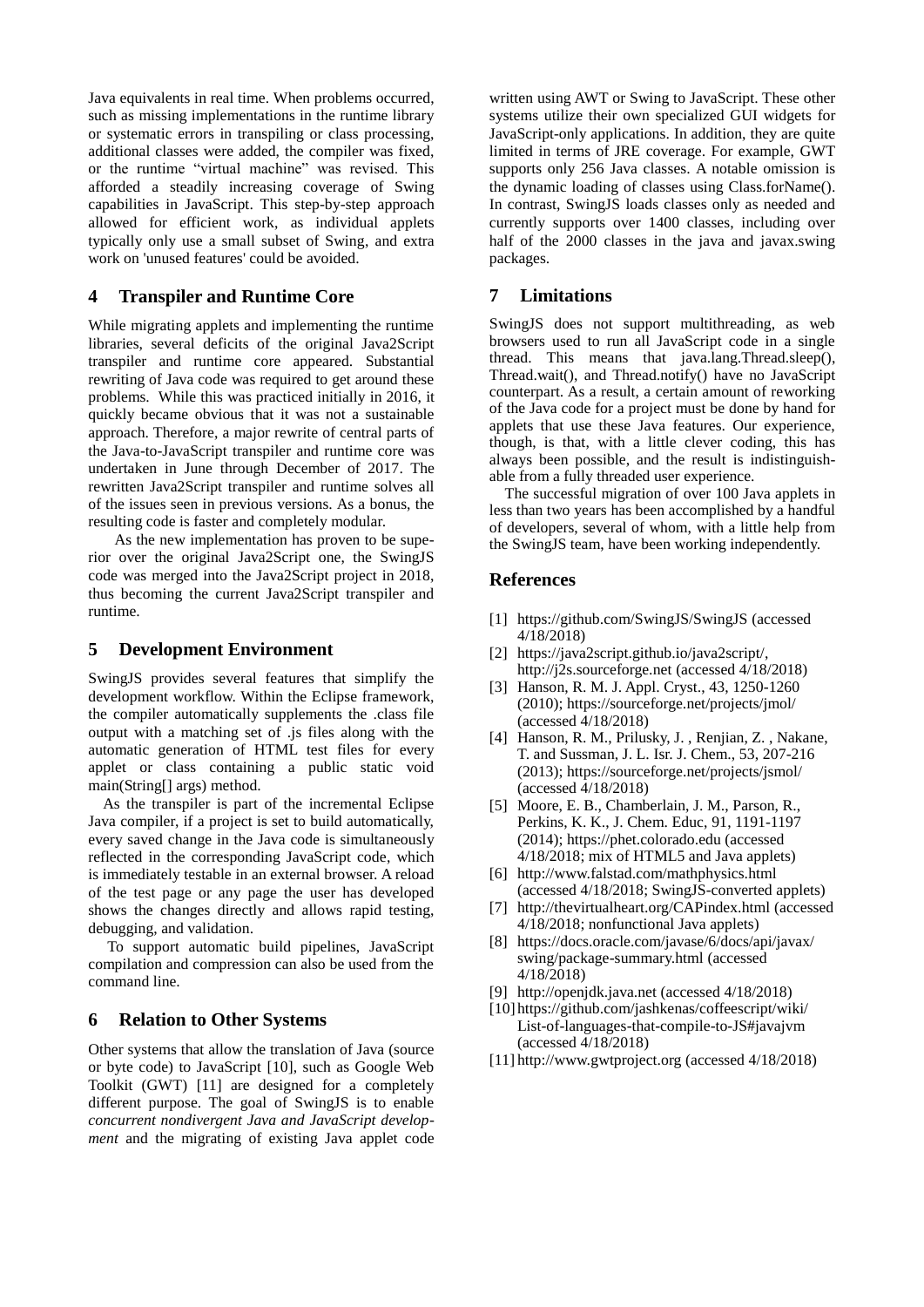Java equivalents in real time. When problems occurred, such as missing implementations in the runtime library or systematic errors in transpiling or class processing, additional classes were added, the compiler was fixed, or the runtime "virtual machine" was revised. This afforded a steadily increasing coverage of Swing capabilities in JavaScript. This step-by-step approach allowed for efficient work, as individual applets typically only use a small subset of Swing, and extra work on 'unused features' could be avoided.

## 4 Transpiler and Runtime Core

While migrating applets and implementing the runtime libraries, several deficits of the original Java2Script transpiler and runtime core appeared. Substantial rewriting of Java code was required to get around these problems. While this was practiced initially in 2016, it quickly became obvious that it was not a sustainable approach. Therefore, a major rewrite of central parts of the Java-to-JavaScript transpiler and runtime core was undertaken in June through December of 2017. The rewritten Java2Script transpiler and runtime solves all of the issues seen in previous versions. As a bonus, the resulting code is faster and completely modular.

As the new implementation has proven to be superior over the original Java2Script one, the SwingJS code was merged into the Java2Script project in 2018, thus becoming the current Java2Script transpiler and runtime.

## 5 Development Environment

SwingJS provides several features that simplify the development workflow. Within the Eclipse framework, the compiler automatically supplements the .class file output with a matching set of .js files along with the automatic generation of HTML test files for every applet or class containing a public static void main(String[] args) method.

As the transpiler is part of the incremental Eclipse Java compiler, if a project is set to build automatically, every saved change in the Java code is simultaneously reflected in the corresponding JavaScript code, which is immediately testable in an external browser. A reload of the test page or any page the user has developed shows the changes directly and allows rapid testing, debugging, and validation.

To support automatic build pipelines, JavaScript compilation and compression can also be used from the command line.

## 6 Relation to Other Systems

Other systems that allow the translation of Java (source or byte code) to JavaScript [10], such as Google Web Toolkit (GWT) [11] are designed for a completely different purpose. The goal of SwingJS is to enable *concurrent nondivergent Java and JavaScript development* and the migrating of existing Java applet code written using AWT or Swing to JavaScript. These other systems utilize their own specialized GUI widgets for JavaScript-only applications. In addition, they are quite limited in terms of JRE coverage. For example, GWT supports only 256 Java classes. A notable omission is the dynamic loading of classes using Class.forName(). In contrast, SwingJS loads classes only as needed and currently supports over 1400 classes, including over half of the 2000 classes in the java and javax.swing packages.

## 7 Limitations

SwingJS does not support multithreading, as web browsers used to run all JavaScript code in a single thread. This means that java.lang.Thread.sleep(), Thread.wait(), and Thread.notify() have no JavaScript counterpart. As a result, a certain amount of reworking of the Java code for a project must be done by hand for applets that use these Java features. Our experience, though, is that, with a little clever coding, this has always been possible, and the result is indistinguishable from a fully threaded user experience.

The successful migration of over 100 Java applets in less than two years has been accomplished by a handful of developers, several of whom, with a little help from the SwingJS team, have been working independently.

## References

[1] https://github.com/SwingJS/SwingJS (accessed 4/18/2018)

[2] https://java2script.github.io/java2script/, http://j2s.sourceforge.net (accessed 4/18/2018)

[3] Hanson, R. M. J. Appl. Cryst., 43, 1250-1260 (2010); https://sourceforge.net/projects/jmol/ (accessed 4/18/2018)

[4] Hanson, R. M., Prilusky, J. , Renjian, Z. , Nakane, T. and Sussman, J. L. Isr. J. Chem., 53, 207-216 (2013); https://sourceforge.net/projects/jsmol/ (accessed 4/18/2018)

[5] Moore, E. B., Chamberlain, J. M., Parson, R., Perkins, K. K., J. Chem. Educ, 91, 1191-1197 (2014); https://phet.colorado.edu (accessed 4/18/2018; mix of HTML5 and Java applets)

[6] http://www.falstad.com/mathphysics.html (accessed 4/18/2018; SwingJS-converted applets)

[7] http://thevirtualheart.org/CAPindex.html (accessed 4/18/2018; nonfunctional Java applets)

[8] https://docs.oracle.com/javase/6/docs/api/javax/swing/package-summary.html (accessed 4/18/2018)

[9] http://openjdk.java.net (accessed 4/18/2018)

[10] https://github.com/jashkenas/coffeescript/wiki/List-of-languages-that-compile-to-JS#javajvm (accessed 4/18/2018)

[11] http://www.gwtproject.org (accessed 4/18/2018)